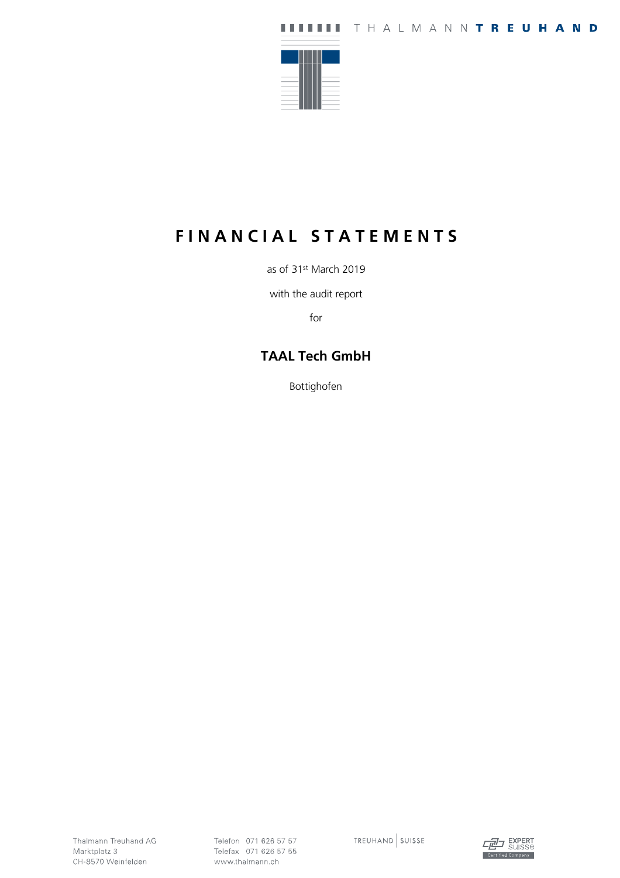# FINANCIAL STATEMENTS

as of 31st March 2019

with the audit report

for

## TAAL Tech GmbH

Bottighofen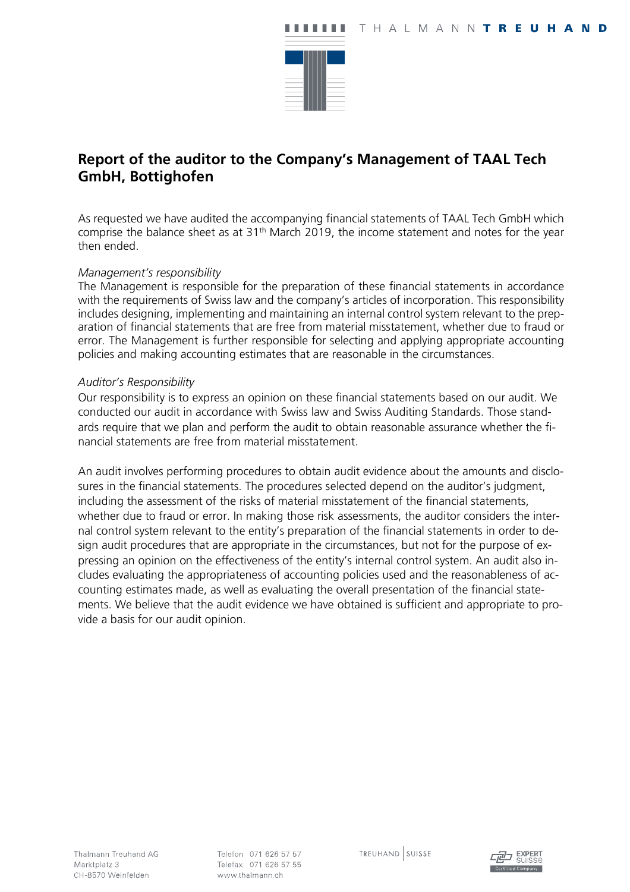## Report of the auditor to the Company's Management of TAAL Tech GmbH, Bottighofen

As requested we have audited the accompanying financial statements of TAAL Tech GmbH which comprise the balance sheet as at 31th March 2019, the income statement and notes for the year then ended.

*Management's responsibility*

The Management is responsible for the preparation of these financial statements in accordance with the requirements of Swiss law and the company's articles of incorporation. This responsibility includes designing, implementing and maintaining an internal control system relevant to the preparation of financial statements that are free from material misstatement, whether due to fraud or error. The Management is further responsible for selecting and applying appropriate accounting policies and making accounting estimates that are reasonable in the circumstances.

*Auditor's Responsibility*

Our responsibility is to express an opinion on these financial statements based on our audit. We conducted our audit in accordance with Swiss law and Swiss Auditing Standards. Those standards require that we plan and perform the audit to obtain reasonable assurance whether the financial statements are free from material misstatement.

An audit involves performing procedures to obtain audit evidence about the amounts and disclosures in the financial statements. The procedures selected depend on the auditor's judgment, including the assessment of the risks of material misstatement of the financial statements, whether due to fraud or error. In making those risk assessments, the auditor considers the internal control system relevant to the entity's preparation of the financial statements in order to design audit procedures that are appropriate in the circumstances, but not for the purpose of expressing an opinion on the effectiveness of the entity's internal control system. An audit also includes evaluating the appropriateness of accounting policies used and the reasonableness of accounting estimates made, as well as evaluating the overall presentation of the financial statements. We believe that the audit evidence we have obtained is sufficient and appropriate to provide a basis for our audit opinion.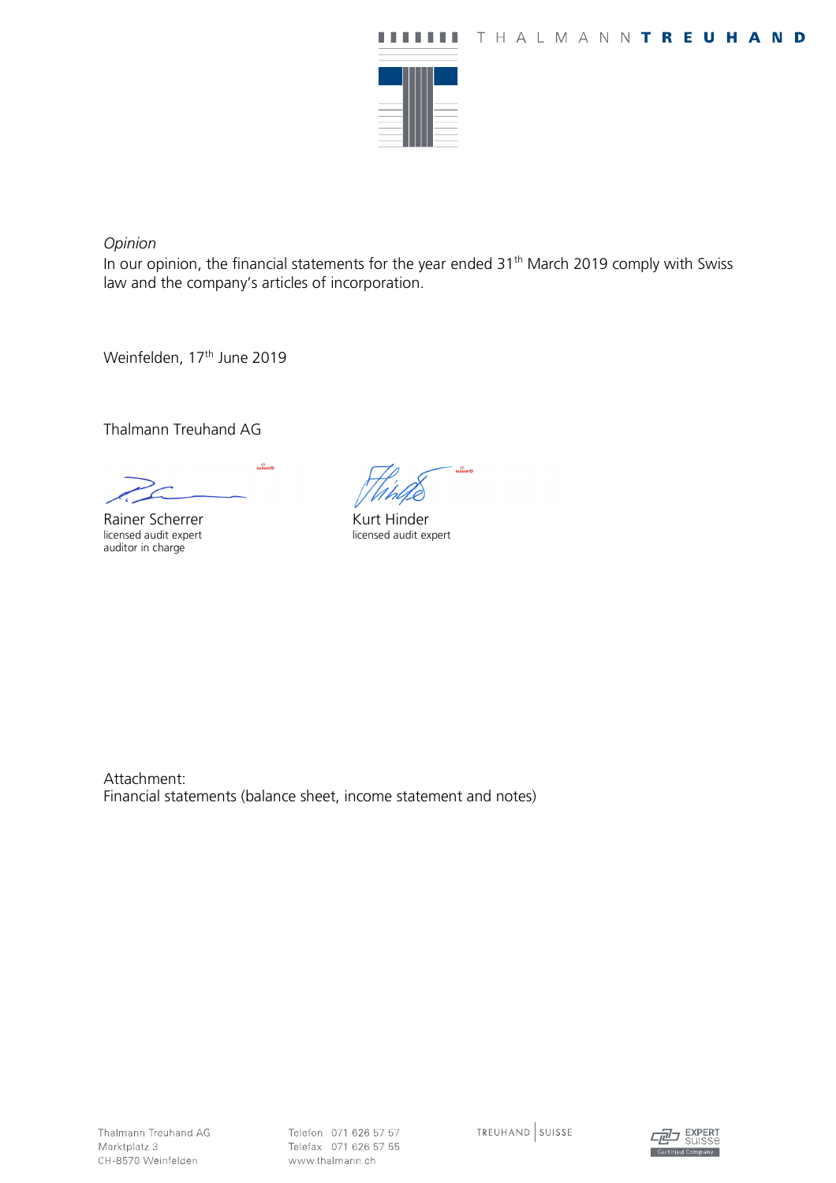*Opinion*
In our opinion, the financial statements for the year ended 31[th] March 2019 comply with Swiss law and the company's articles of incorporation.

Weinfelden, 17[th] June 2019

Thalmann Treuhand AG

| Rainer Scherrer | Kurt Hinder |
|---|---|
| licensed audit expert | licensed audit expert |
| auditor in charge | |

Attachment:
Financial statements (balance sheet, income statement and notes)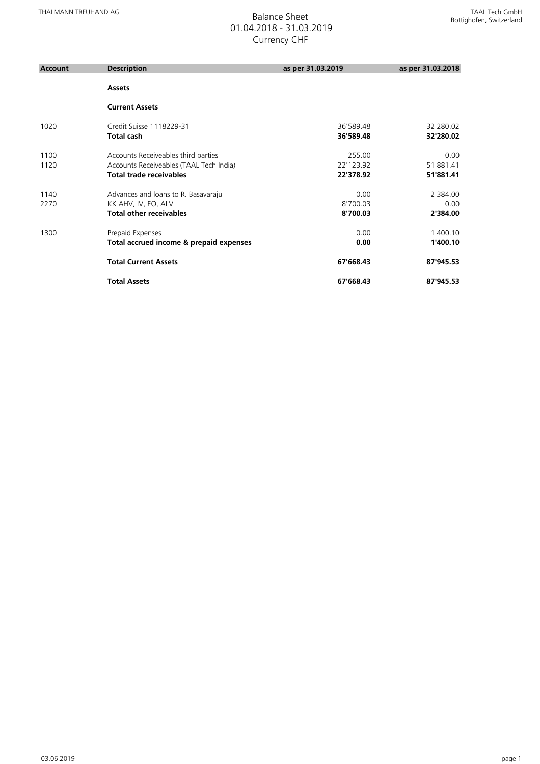# Balance Sheet
## 01.04.2018 - 31.03.2019
## Currency CHF

THALMANN TREUHAND AG

TAAL Tech GmbH
Bottighofen, Switzerland

| Account | Description | as per 31.03.2019 | as per 31.03.2018 |
|---|---|---|---|
| | **Assets** | | |
| | **Current Assets** | | |
| 1020 | Credit Suisse 1118229-31 | 36'589.48 | 32'280.02 |
| | **Total cash** | **36'589.48** | **32'280.02** |
| 1100 | Accounts Receiveables third parties | 255.00 | 0.00 |
| 1120 | Accounts Receiveables (TAAL Tech India) | 22'123.92 | 51'881.41 |
| | **Total trade receivables** | **22'378.92** | **51'881.41** |
| 1140 | Advances and loans to R. Basavaraju | 0.00 | 2'384.00 |
| 2270 | KK AHV, IV, EO, ALV | 8'700.03 | 0.00 |
| | **Total other receivables** | **8'700.03** | **2'384.00** |
| 1300 | Prepaid Expenses | 0.00 | 1'400.10 |
| | **Total accrued income & prepaid expenses** | **0.00** | **1'400.10** |
| | **Total Current Assets** | **67'668.43** | **87'945.53** |
| | **Total Assets** | **67'668.43** | **87'945.53** |

03.06.2019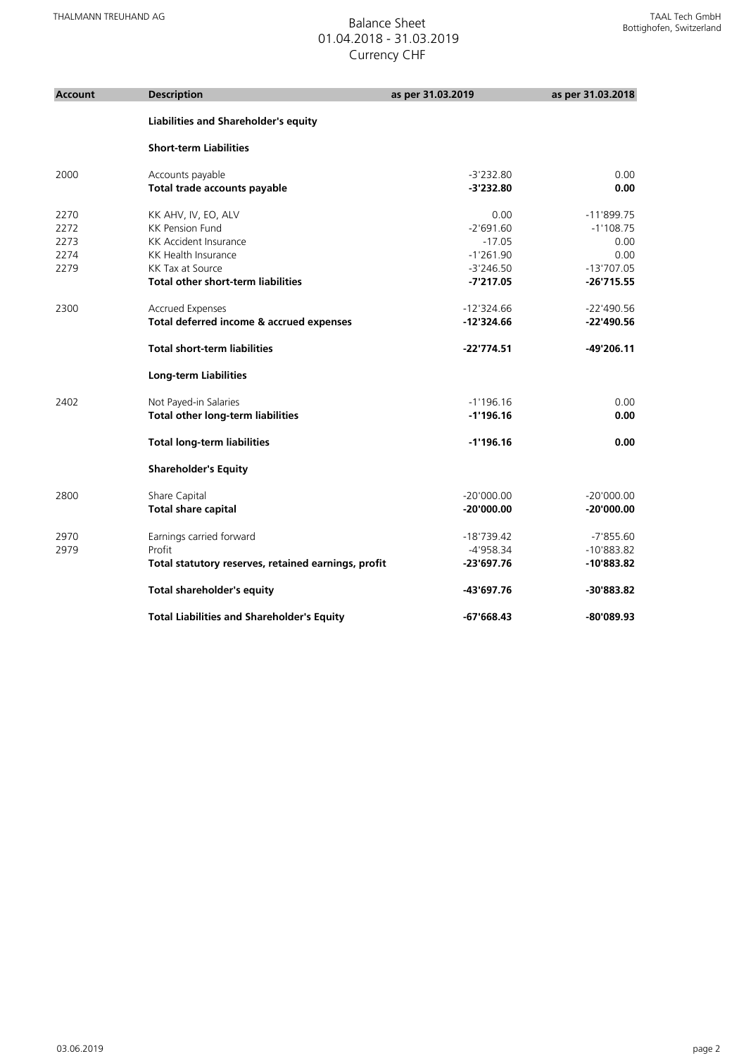# Balance Sheet

01.04.2018 - 31.03.2019

Currency CHF

THALMANN TREUHAND AG

TAAL Tech GmbH
Bottighofen, Switzerland

| Account | Description | as per 31.03.2019 | as per 31.03.2018 |
|---|---|---|---|
| | **Liabilities and Shareholder's equity** | | |
| | **Short-term Liabilities** | | |
| 2000 | Accounts payable | -3'232.80 | 0.00 |
| | **Total trade accounts payable** | **-3'232.80** | **0.00** |
| 2270 | KK AHV, IV, EO, ALV | 0.00 | -11'899.75 |
| 2272 | KK Pension Fund | -2'691.60 | -1'108.75 |
| 2273 | KK Accident Insurance | -17.05 | 0.00 |
| 2274 | KK Health Insurance | -1'261.90 | 0.00 |
| 2279 | KK Tax at Source | -3'246.50 | -13'707.05 |
| | **Total other short-term liabilities** | **-7'217.05** | **-26'715.55** |
| 2300 | Accrued Expenses | -12'324.66 | -22'490.56 |
| | **Total deferred income & accrued expenses** | **-12'324.66** | **-22'490.56** |
| | **Total short-term liabilities** | **-22'774.51** | **-49'206.11** |
| | **Long-term Liabilities** | | |
| 2402 | Not Payed-in Salaries | -1'196.16 | 0.00 |
| | **Total other long-term liabilities** | **-1'196.16** | **0.00** |
| | **Total long-term liabilities** | **-1'196.16** | **0.00** |
| | **Shareholder's Equity** | | |
| 2800 | Share Capital | -20'000.00 | -20'000.00 |
| | **Total share capital** | **-20'000.00** | **-20'000.00** |
| 2970 | Earnings carried forward | -18'739.42 | -7'855.60 |
| 2979 | Profit | -4'958.34 | -10'883.82 |
| | **Total statutory reserves, retained earnings, profit** | **-23'697.76** | **-10'883.82** |
| | **Total shareholder's equity** | **-43'697.76** | **-30'883.82** |
| | **Total Liabilities and Shareholder's Equity** | **-67'668.43** | **-80'089.93** |

03.06.2019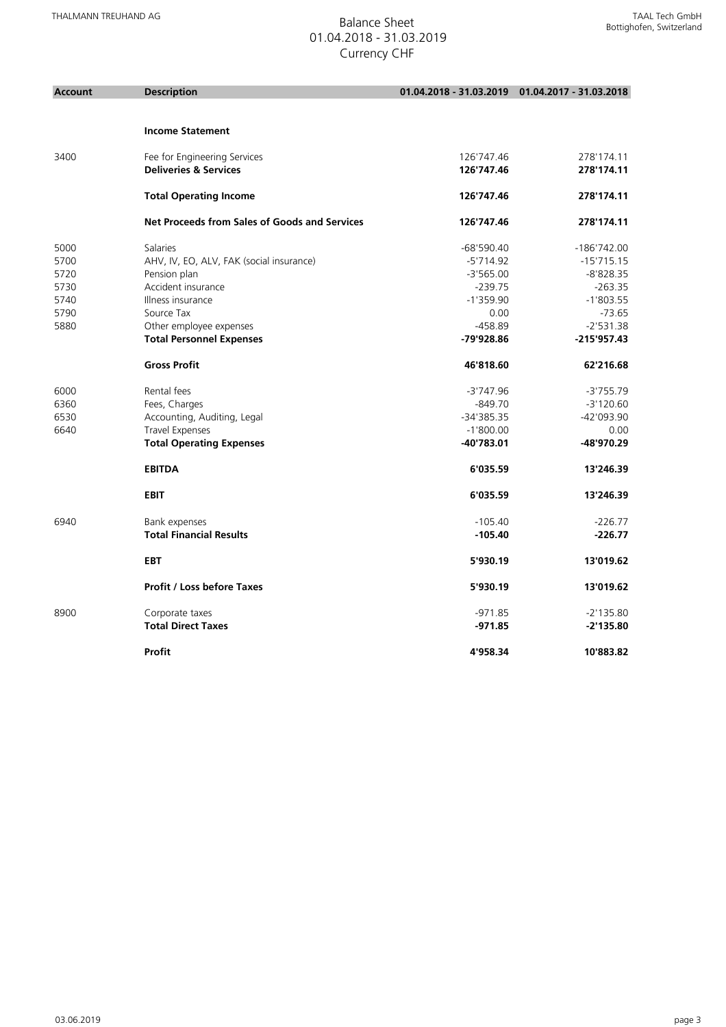# Balance Sheet
01.04.2018 - 31.03.2019
Currency CHF

THALMANN TREUHAND AG

TAAL Tech GmbH
Bottighofen, Switzerland

| Account | Description | 01.04.2018 - 31.03.2019 | 01.04.2017 - 31.03.2018 |
|---|---|---|---|
| | **Income Statement** | | |
| 3400 | Fee for Engineering Services | 126'747.46 | 278'174.11 |
| | **Deliveries & Services** | **126'747.46** | **278'174.11** |
| | **Total Operating Income** | **126'747.46** | **278'174.11** |
| | **Net Proceeds from Sales of Goods and Services** | **126'747.46** | **278'174.11** |
| 5000 | Salaries | -68'590.40 | -186'742.00 |
| 5700 | AHV, IV, EO, ALV, FAK (social insurance) | -5'714.92 | -15'715.15 |
| 5720 | Pension plan | -3'565.00 | -8'828.35 |
| 5730 | Accident insurance | -239.75 | -263.35 |
| 5740 | Illness insurance | -1'359.90 | -1'803.55 |
| 5790 | Source Tax | 0.00 | -73.65 |
| 5880 | Other employee expenses | -458.89 | -2'531.38 |
| | **Total Personnel Expenses** | **-79'928.86** | **-215'957.43** |
| | **Gross Profit** | **46'818.60** | **62'216.68** |
| 6000 | Rental fees | -3'747.96 | -3'755.79 |
| 6360 | Fees, Charges | -849.70 | -3'120.60 |
| 6530 | Accounting, Auditing, Legal | -34'385.35 | -42'093.90 |
| 6640 | Travel Expenses | -1'800.00 | 0.00 |
| | **Total Operating Expenses** | **-40'783.01** | **-48'970.29** |
| | **EBITDA** | **6'035.59** | **13'246.39** |
| | **EBIT** | **6'035.59** | **13'246.39** |
| 6940 | Bank expenses | -105.40 | -226.77 |
| | **Total Financial Results** | **-105.40** | **-226.77** |
| | **EBT** | **5'930.19** | **13'019.62** |
| | **Profit / Loss before Taxes** | **5'930.19** | **13'019.62** |
| 8900 | Corporate taxes | -971.85 | -2'135.80 |
| | **Total Direct Taxes** | **-971.85** | **-2'135.80** |
| | **Profit** | **4'958.34** | **10'883.82** |

03.06.2019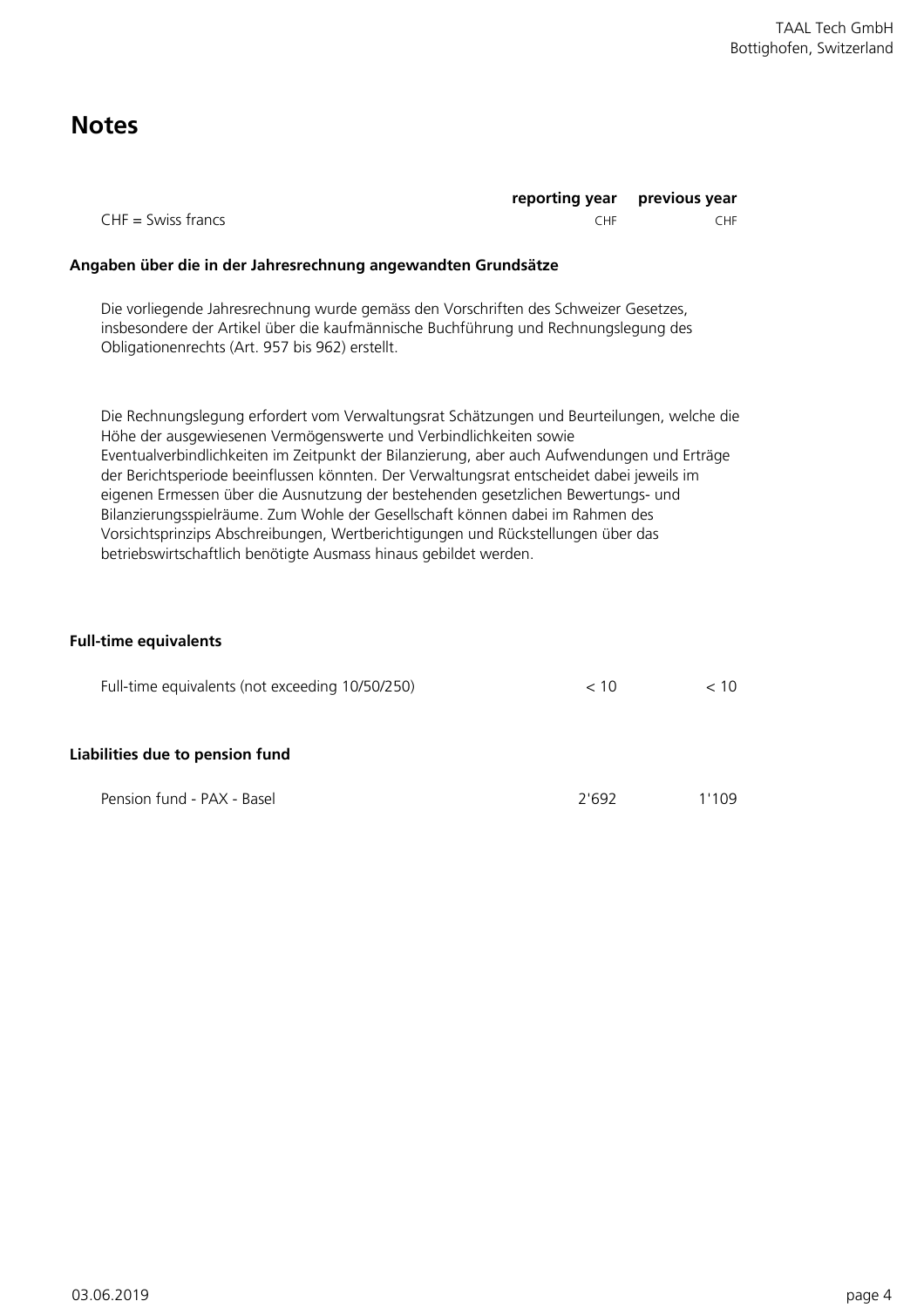# Notes

| | reporting year | previous year |
|---|---|---|
| CHF = Swiss francs | CHF | CHF |

**Angaben über die in der Jahresrechnung angewandten Grundsätze**

Die vorliegende Jahresrechnung wurde gemäss den Vorschriften des Schweizer Gesetzes, insbesondere der Artikel über die kaufmännische Buchführung und Rechnungslegung des Obligationenrechts (Art. 957 bis 962) erstellt.

Die Rechnungslegung erfordert vom Verwaltungsrat Schätzungen und Beurteilungen, welche die Höhe der ausgewiesenen Vermögenswerte und Verbindlichkeiten sowie Eventualverbindlichkeiten im Zeitpunkt der Bilanzierung, aber auch Aufwendungen und Erträge der Berichtsperiode beeinflussen könnten. Der Verwaltungsrat entscheidet dabei jeweils im eigenen Ermessen über die Ausnutzung der bestehenden gesetzlichen Bewertungs- und Bilanzierungsspielräume. Zum Wohle der Gesellschaft können dabei im Rahmen des Vorsichtsprinzips Abschreibungen, Wertberichtigungen und Rückstellungen über das betriebswirtschaftlich benötigte Ausmass hinaus gebildet werden.

**Full-time equivalents**

| | reporting year | previous year |
|---|---|---|
| Full-time equivalents (not exceeding 10/50/250) | < 10 | < 10 |

**Liabilities due to pension fund**

| | reporting year | previous year |
|---|---|---|
| Pension fund - PAX - Basel | 2'692 | 1'109 |

03.06.2019